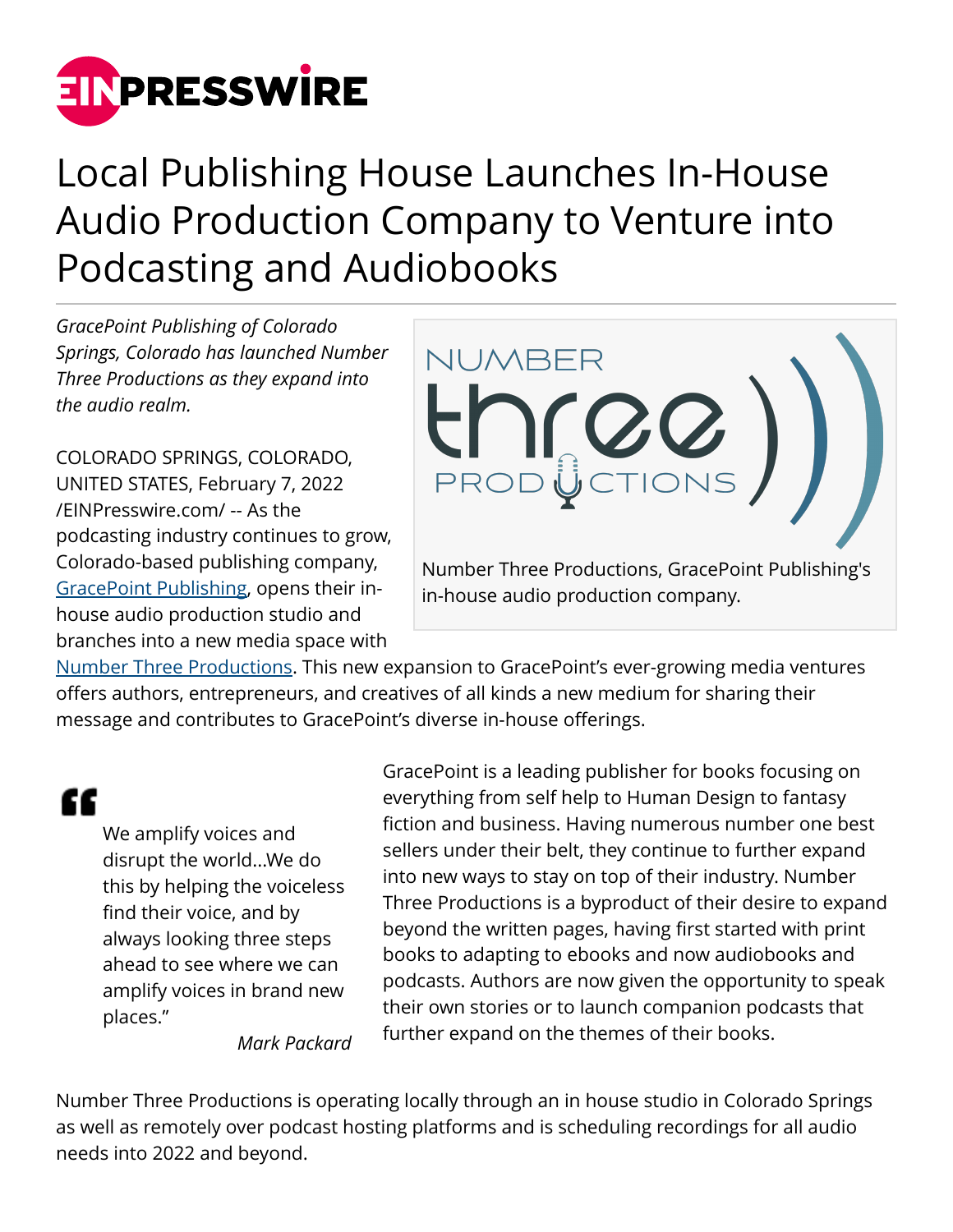# Local Publishing House Launches In-House Audio Production Company to Venture into Podcasting and Audiobooks

*GracePoint Publishing of Colorado Springs, Colorado has launched Number Three Productions as they expand into the audio realm.*

Number Three Productions, GracePoint Publishing's in-house audio production company.

COLORADO SPRINGS, COLORADO, UNITED STATES, February 7, 2022 /EINPresswire.com/ -- As the podcasting industry continues to grow, Colorado-based publishing company, [GracePoint Publishing](), opens their in-house audio production studio and branches into a new media space with [Number Three Productions](). This new expansion to GracePoint's ever-growing media ventures offers authors, entrepreneurs, and creatives of all kinds a new medium for sharing their message and contributes to GracePoint's diverse in-house offerings.

> "We amplify voices and disrupt the world...We do this by helping the voiceless find their voice, and by always looking three steps ahead to see where we can amplify voices in brand new places."
>
> *Mark Packard*

GracePoint is a leading publisher for books focusing on everything from self help to Human Design to fantasy fiction and business. Having numerous number one best sellers under their belt, they continue to further expand into new ways to stay on top of their industry. Number Three Productions is a byproduct of their desire to expand beyond the written pages, having first started with print books to adapting to ebooks and now audiobooks and podcasts. Authors are now given the opportunity to speak their own stories or to launch companion podcasts that further expand on the themes of their books.

Number Three Productions is operating locally through an in house studio in Colorado Springs as well as remotely over podcast hosting platforms and is scheduling recordings for all audio needs into 2022 and beyond.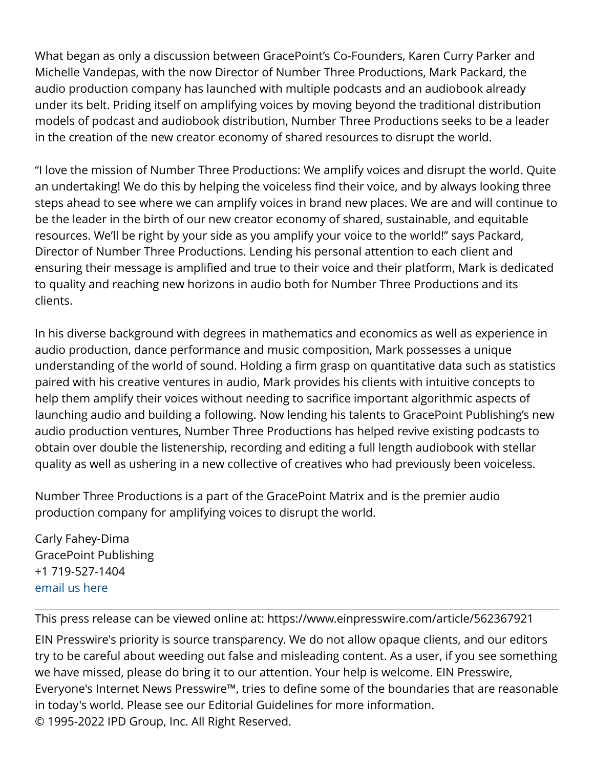What began as only a discussion between GracePoint's Co-Founders, Karen Curry Parker and Michelle Vandepas, with the now Director of Number Three Productions, Mark Packard, the audio production company has launched with multiple podcasts and an audiobook already under its belt. Priding itself on amplifying voices by moving beyond the traditional distribution models of podcast and audiobook distribution, Number Three Productions seeks to be a leader in the creation of the new creator economy of shared resources to disrupt the world.

"I love the mission of Number Three Productions: We amplify voices and disrupt the world. Quite an undertaking! We do this by helping the voiceless find their voice, and by always looking three steps ahead to see where we can amplify voices in brand new places. We are and will continue to be the leader in the birth of our new creator economy of shared, sustainable, and equitable resources. We'll be right by your side as you amplify your voice to the world!" says Packard, Director of Number Three Productions. Lending his personal attention to each client and ensuring their message is amplified and true to their voice and their platform, Mark is dedicated to quality and reaching new horizons in audio both for Number Three Productions and its clients.

In his diverse background with degrees in mathematics and economics as well as experience in audio production, dance performance and music composition, Mark possesses a unique understanding of the world of sound. Holding a firm grasp on quantitative data such as statistics paired with his creative ventures in audio, Mark provides his clients with intuitive concepts to help them amplify their voices without needing to sacrifice important algorithmic aspects of launching audio and building a following. Now lending his talents to GracePoint Publishing's new audio production ventures, Number Three Productions has helped revive existing podcasts to obtain over double the listenership, recording and editing a full length audiobook with stellar quality as well as ushering in a new collective of creatives who had previously been voiceless.

Number Three Productions is a part of the GracePoint Matrix and is the premier audio production company for amplifying voices to disrupt the world.

Carly Fahey-Dima
GracePoint Publishing
+1 719-527-1404
email us here

---

This press release can be viewed online at: https://www.einpresswire.com/article/562367921

EIN Presswire's priority is source transparency. We do not allow opaque clients, and our editors try to be careful about weeding out false and misleading content. As a user, if you see something we have missed, please do bring it to our attention. Your help is welcome. EIN Presswire, Everyone's Internet News Presswire™, tries to define some of the boundaries that are reasonable in today's world. Please see our Editorial Guidelines for more information.
© 1995-2022 IPD Group, Inc. All Right Reserved.